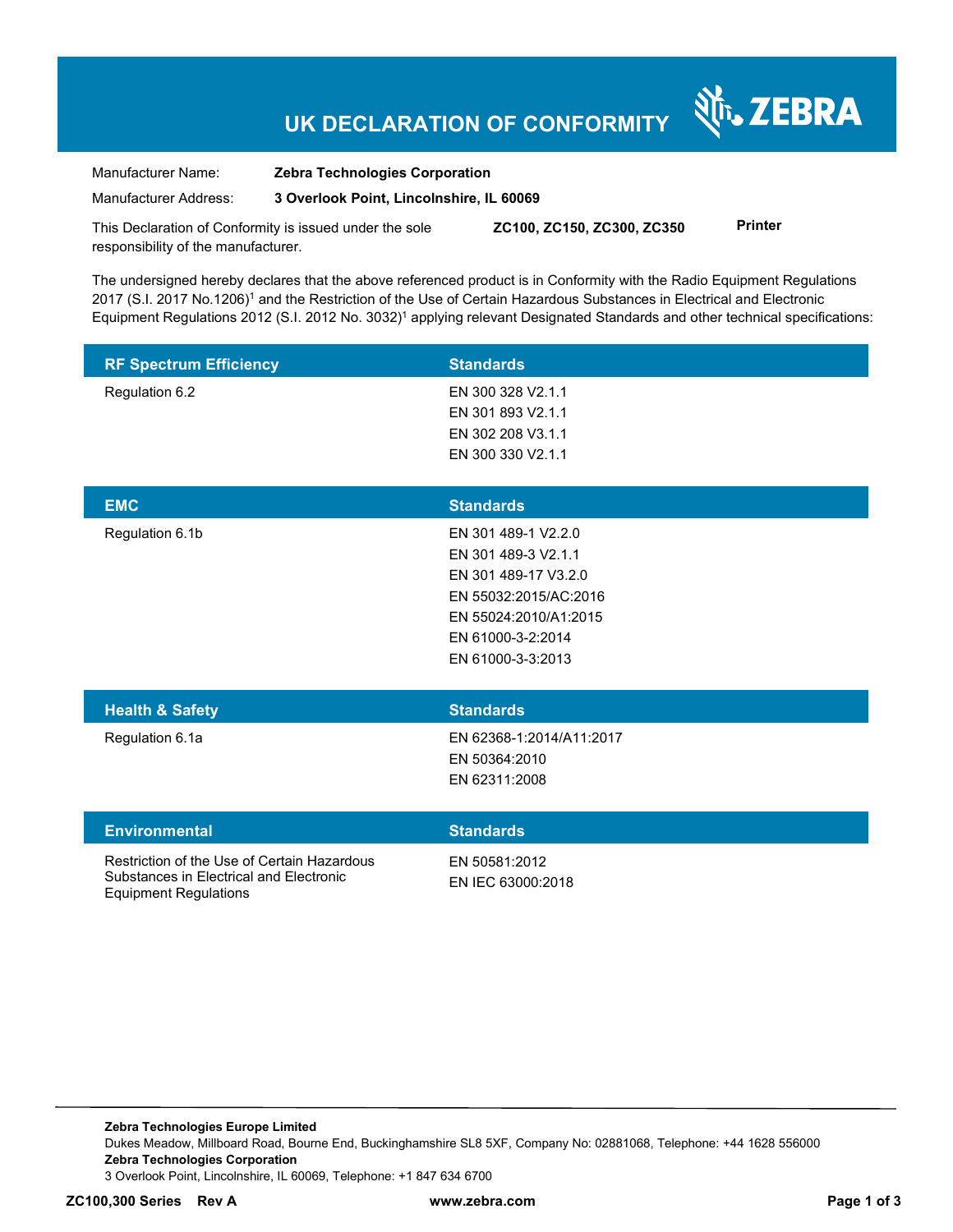# UK DECLARATION OF CONFORMITY

ZEBRA

Manufacturer Name: **Zebra Technologies Corporation**

Manufacturer Address: **3 Overlook Point, Lincolnshire, IL 60069**

This Declaration of Conformity is issued under the sole responsibility of the manufacturer. **ZC100, ZC150, ZC300, ZC350** **Printer**

The undersigned hereby declares that the above referenced product is in Conformity with the Radio Equipment Regulations 2017 (S.I. 2017 No.1206)[1] and the Restriction of the Use of Certain Hazardous Substances in Electrical and Electronic Equipment Regulations 2012 (S.I. 2012 No. 3032)[1] applying relevant Designated Standards and other technical specifications:

| RF Spectrum Efficiency | Standards |
|---|---|
| Regulation 6.2 | EN 300 328 V2.1.1<br>EN 301 893 V2.1.1<br>EN 302 208 V3.1.1<br>EN 300 330 V2.1.1 |

| EMC | Standards |
|---|---|
| Regulation 6.1b | EN 301 489-1 V2.2.0<br>EN 301 489-3 V2.1.1<br>EN 301 489-17 V3.2.0<br>EN 55032:2015/AC:2016<br>EN 55024:2010/A1:2015<br>EN 61000-3-2:2014<br>EN 61000-3-3:2013 |

| Health & Safety | Standards |
|---|---|
| Regulation 6.1a | EN 62368-1:2014/A11:2017<br>EN 50364:2010<br>EN 62311:2008 |

| Environmental | Standards |
|---|---|
| Restriction of the Use of Certain Hazardous Substances in Electrical and Electronic Equipment Regulations | EN 50581:2012<br>EN IEC 63000:2018 |

**Zebra Technologies Europe Limited**
Dukes Meadow, Millboard Road, Bourne End, Buckinghamshire SL8 5XF, Company No: 02881068, Telephone: +44 1628 556000
**Zebra Technologies Corporation**
3 Overlook Point, Lincolnshire, IL 60069, Telephone: +1 847 634 6700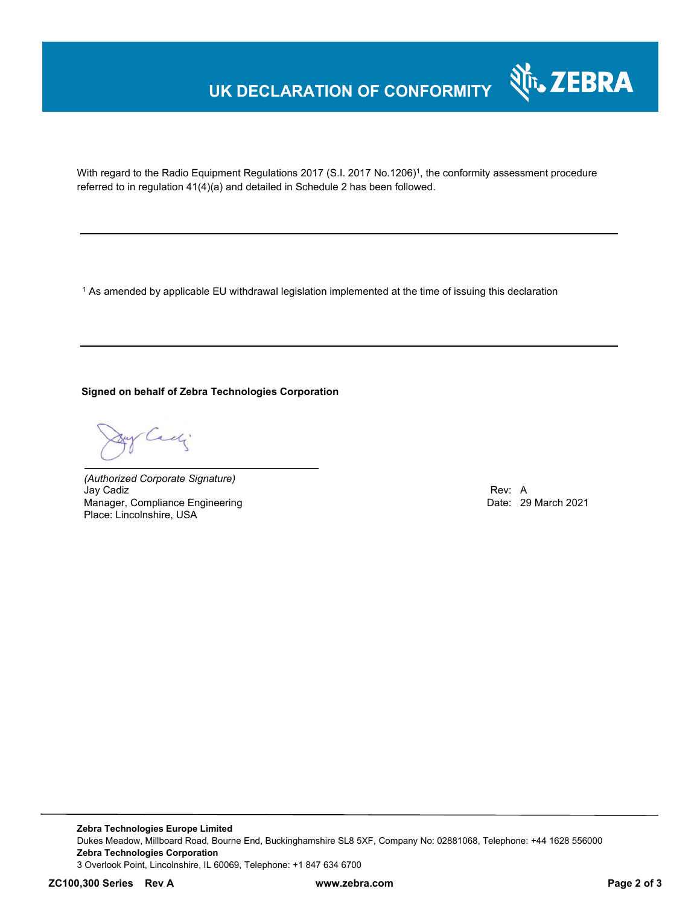# UK DECLARATION OF CONFORMITY

With regard to the Radio Equipment Regulations 2017 (S.I. 2017 No.1206)[1], the conformity assessment procedure referred to in regulation 41(4)(a) and detailed in Schedule 2 has been followed.

---

[1] As amended by applicable EU withdrawal legislation implemented at the time of issuing this declaration

---

**Signed on behalf of Zebra Technologies Corporation**

*(Authorized Corporate Signature)*
Jay Cadiz
Manager, Compliance Engineering
Place: Lincolnshire, USA

Rev: A
Date: 29 March 2021

**Zebra Technologies Europe Limited**
Dukes Meadow, Millboard Road, Bourne End, Buckinghamshire SL8 5XF, Company No: 02881068, Telephone: +44 1628 556000
**Zebra Technologies Corporation**
3 Overlook Point, Lincolnshire, IL 60069, Telephone: +1 847 634 6700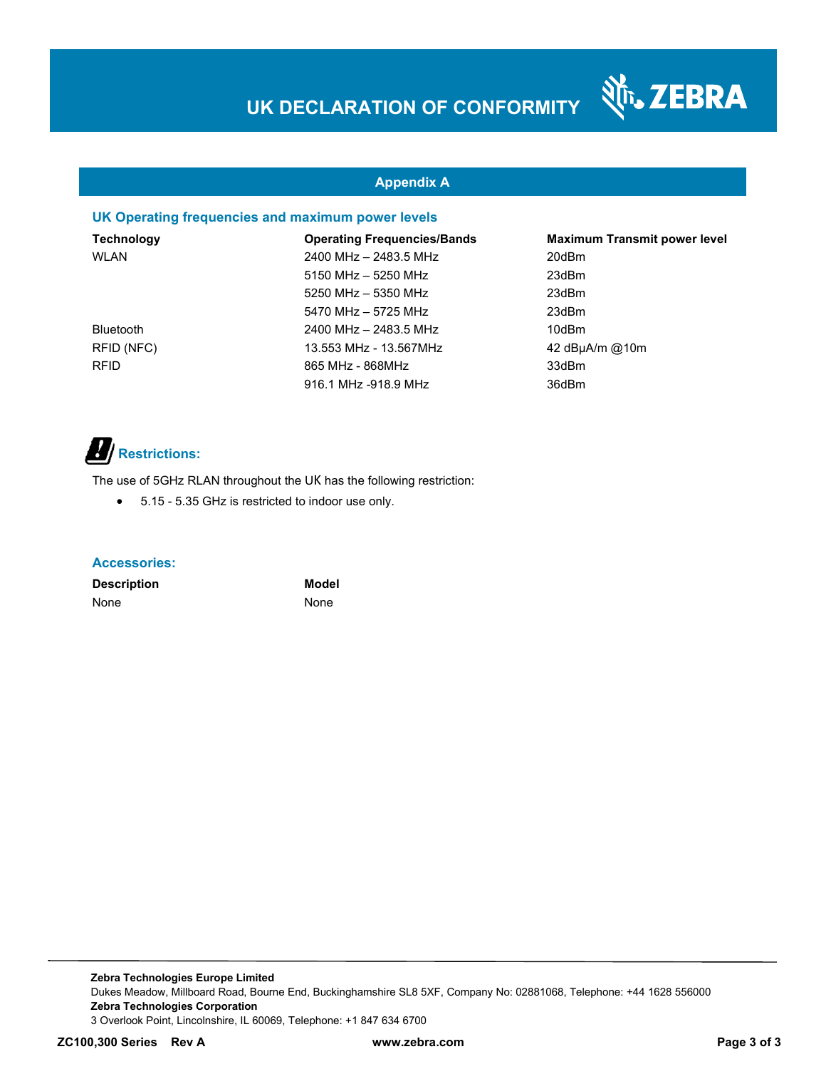# UK DECLARATION OF CONFORMITY

## Appendix A

### UK Operating frequencies and maximum power levels

| Technology | Operating Frequencies/Bands | Maximum Transmit power level |
|---|---|---|
| WLAN | 2400 MHz – 2483.5 MHz | 20dBm |
| | 5150 MHz – 5250 MHz | 23dBm |
| | 5250 MHz – 5350 MHz | 23dBm |
| | 5470 MHz – 5725 MHz | 23dBm |
| Bluetooth | 2400 MHz – 2483.5 MHz | 10dBm |
| RFID (NFC) | 13.553 MHz - 13.567MHz | 42 dBµA/m @10m |
| RFID | 865 MHz - 868MHz | 33dBm |
| | 916.1 MHz -918.9 MHz | 36dBm |

### Restrictions:

The use of 5GHz RLAN throughout the UK has the following restriction:

- 5.15 - 5.35 GHz is restricted to indoor use only.

### Accessories:

| Description | Model |
|---|---|
| None | None |

**Zebra Technologies Europe Limited**
Dukes Meadow, Millboard Road, Bourne End, Buckinghamshire SL8 5XF, Company No: 02881068, Telephone: +44 1628 556000
**Zebra Technologies Corporation**
3 Overlook Point, Lincolnshire, IL 60069, Telephone: +1 847 634 6700

**ZC100,300 Series Rev A** **www.zebra.com**